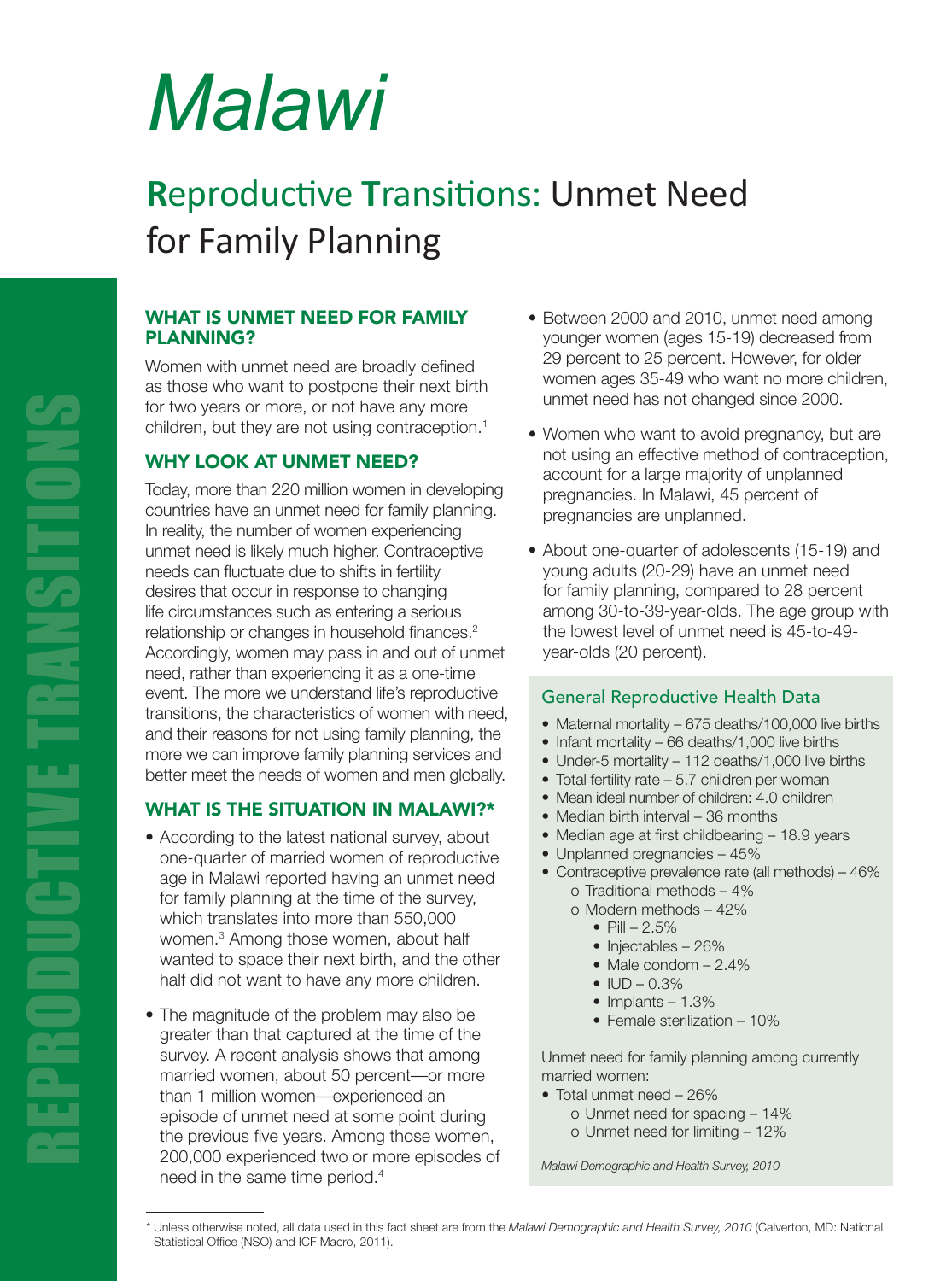# Malawi

## Reproductive Transitions: Unmet Need for Family Planning

REPRODUCTIVE TRANSITIONS

### WHAT IS UNMET NEED FOR FAMILY PLANNING?

Women with unmet need are broadly defined as those who want to postpone their next birth for two years or more, or not have any more children, but they are not using contraception.[1]

### WHY LOOK AT UNMET NEED?

Today, more than 220 million women in developing countries have an unmet need for family planning. In reality, the number of women experiencing unmet need is likely much higher. Contraceptive needs can fluctuate due to shifts in fertility desires that occur in response to changing life circumstances such as entering a serious relationship or changes in household finances.[2] Accordingly, women may pass in and out of unmet need, rather than experiencing it as a one-time event. The more we understand life's reproductive transitions, the characteristics of women with need, and their reasons for not using family planning, the more we can improve family planning services and better meet the needs of women and men globally.

### WHAT IS THE SITUATION IN MALAWI?*

- According to the latest national survey, about one-quarter of married women of reproductive age in Malawi reported having an unmet need for family planning at the time of the survey, which translates into more than 550,000 women.[3] Among those women, about half wanted to space their next birth, and the other half did not want to have any more children.
- The magnitude of the problem may also be greater than that captured at the time of the survey. A recent analysis shows that among married women, about 50 percent—or more than 1 million women—experienced an episode of unmet need at some point during the previous five years. Among those women, 200,000 experienced two or more episodes of need in the same time period.[4]
- Between 2000 and 2010, unmet need among younger women (ages 15-19) decreased from 29 percent to 25 percent. However, for older women ages 35-49 who want no more children, unmet need has not changed since 2000.
- Women who want to avoid pregnancy, but are not using an effective method of contraception, account for a large majority of unplanned pregnancies. In Malawi, 45 percent of pregnancies are unplanned.
- About one-quarter of adolescents (15-19) and young adults (20-29) have an unmet need for family planning, compared to 28 percent among 30-to-39-year-olds. The age group with the lowest level of unmet need is 45-to-49-year-olds (20 percent).

#### General Reproductive Health Data

- Maternal mortality – 675 deaths/100,000 live births
- Infant mortality – 66 deaths/1,000 live births
- Under-5 mortality – 112 deaths/1,000 live births
- Total fertility rate – 5.7 children per woman
- Mean ideal number of children: 4.0 children
- Median birth interval – 36 months
- Median age at first childbearing – 18.9 years
- Unplanned pregnancies – 45%
- Contraceptive prevalence rate (all methods) – 46%
  - Traditional methods – 4%
  - Modern methods – 42%
    - Pill – 2.5%
    - Injectables – 26%
    - Male condom – 2.4%
    - IUD – 0.3%
    - Implants – 1.3%
    - Female sterilization – 10%

Unmet need for family planning among currently married women:

- Total unmet need – 26%
  - Unmet need for spacing – 14%
  - Unmet need for limiting – 12%

*Malawi Demographic and Health Survey, 2010*

\* Unless otherwise noted, all data used in this fact sheet are from the *Malawi Demographic and Health Survey, 2010* (Calverton, MD: National Statistical Office (NSO) and ICF Macro, 2011).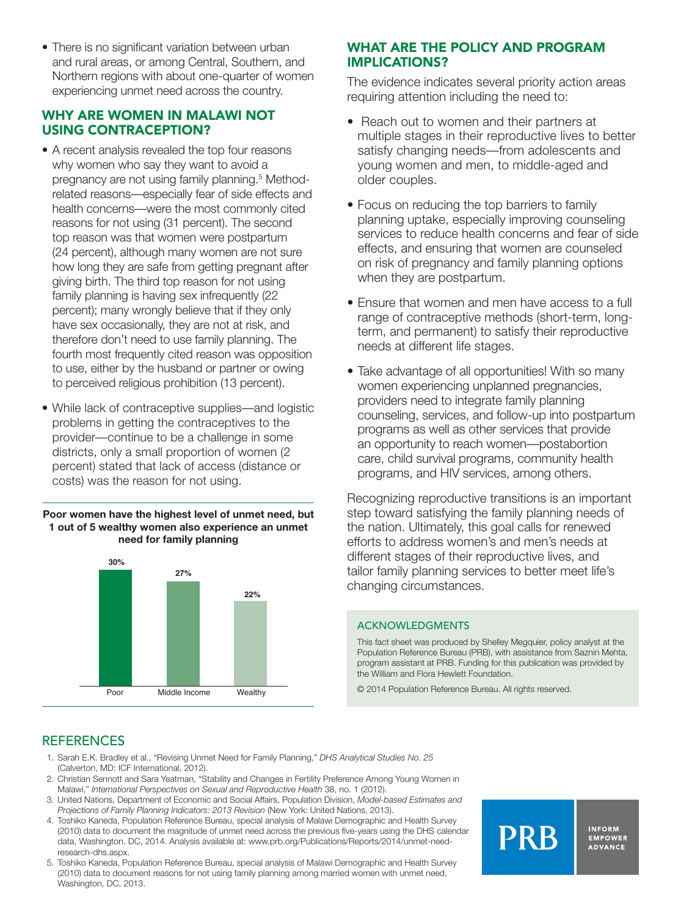- There is no significant variation between urban and rural areas, or among Central, Southern, and Northern regions with about one-quarter of women experiencing unmet need across the country.

## WHY ARE WOMEN IN MALAWI NOT USING CONTRACEPTION?

- A recent analysis revealed the top four reasons why women who say they want to avoid a pregnancy are not using family planning.[5] Method-related reasons—especially fear of side effects and health concerns—were the most commonly cited reasons for not using (31 percent). The second top reason was that women were postpartum (24 percent), although many women are not sure how long they are safe from getting pregnant after giving birth. The third top reason for not using family planning is having sex infrequently (22 percent); many wrongly believe that if they only have sex occasionally, they are not at risk, and therefore don't need to use family planning. The fourth most frequently cited reason was opposition to use, either by the husband or partner or owing to perceived religious prohibition (13 percent).
- While lack of contraceptive supplies—and logistic problems in getting the contraceptives to the provider—continue to be a challenge in some districts, only a small proportion of women (2 percent) stated that lack of access (distance or costs) was the reason for not using.

**Poor women have the highest level of unmet need, but 1 out of 5 wealthy women also experience an unmet need for family planning**

30%
27%
22%
Poor
Middle Income
Wealthy

## WHAT ARE THE POLICY AND PROGRAM IMPLICATIONS?

The evidence indicates several priority action areas requiring attention including the need to:

- Reach out to women and their partners at multiple stages in their reproductive lives to better satisfy changing needs—from adolescents and young women and men, to middle-aged and older couples.
- Focus on reducing the top barriers to family planning uptake, especially improving counseling services to reduce health concerns and fear of side effects, and ensuring that women are counseled on risk of pregnancy and family planning options when they are postpartum.
- Ensure that women and men have access to a full range of contraceptive methods (short-term, long-term, and permanent) to satisfy their reproductive needs at different life stages.
- Take advantage of all opportunities! With so many women experiencing unplanned pregnancies, providers need to integrate family planning counseling, services, and follow-up into postpartum programs as well as other services that provide an opportunity to reach women—postabortion care, child survival programs, community health programs, and HIV services, among others.

Recognizing reproductive transitions is an important step toward satisfying the family planning needs of the nation. Ultimately, this goal calls for renewed efforts to address women's and men's needs at different stages of their reproductive lives, and tailor family planning services to better meet life's changing circumstances.

### ACKNOWLEDGMENTS

This fact sheet was produced by Shelley Megquier, policy analyst at the Population Reference Bureau (PRB), with assistance from Saznin Mehta, program assistant at PRB. Funding for this publication was provided by the William and Flora Hewlett Foundation.

© 2014 Population Reference Bureau. All rights reserved.

## REFERENCES

1. Sarah E.K. Bradley et al., "Revising Unmet Need for Family Planning," *DHS Analytical Studies No. 25* (Calverton, MD: ICF International, 2012).
2. Christian Sennott and Sara Yeatman, "Stability and Changes in Fertility Preference Among Young Women in Malawi," *International Perspectives on Sexual and Reproductive Health* 38, no. 1 (2012).
3. United Nations, Department of Economic and Social Affairs, Population Division, *Model-based Estimates and Projections of Family Planning Indicators: 2013 Revision* (New York: United Nations, 2013).
4. Toshiko Kaneda, Population Reference Bureau, special analysis of Malawi Demographic and Health Survey (2010) data to document the magnitude of unmet need across the previous five-years using the DHS calendar data, Washington, DC, 2014. Analysis available at: www.prb.org/Publications/Reports/2014/unmet-need-research-dhs.aspx.
5. Toshiko Kaneda, Population Reference Bureau, special analysis of Malawi Demographic and Health Survey (2010) data to document reasons for not using family planning among married women with unmet need, Washington, DC, 2013.

PRB
INFORM
EMPOWER
ADVANCE